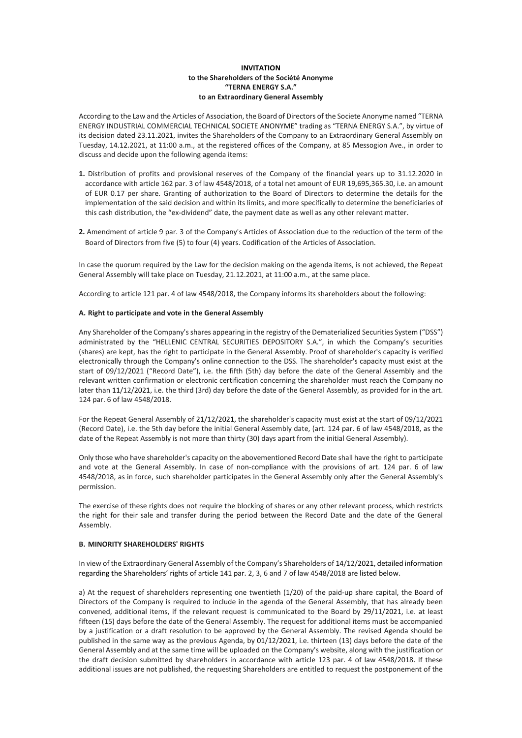**INVITATION**
**to the Shareholders of the Société Anonyme**
**"TERNA ENERGY S.A."**
**to an Extraordinary General Assembly**

According to the Law and the Articles of Association, the Board of Directors of the Societe Anonyme named "TERNA ENERGY INDUSTRIAL COMMERCIAL TECHNICAL SOCIETE ANONYME" trading as "TERNA ENERGY S.A.", by virtue of its decision dated 23.11.2021, invites the Shareholders of the Company to an Extraordinary General Assembly on Tuesday, 14.12.2021, at 11:00 a.m., at the registered offices of the Company, at 85 Messogion Ave., in order to discuss and decide upon the following agenda items:

**1.** Distribution of profits and provisional reserves of the Company of the financial years up to 31.12.2020 in accordance with article 162 par. 3 of law 4548/2018, of a total net amount of EUR 19,695,365.30, i.e. an amount of EUR 0.17 per share. Granting of authorization to the Board of Directors to determine the details for the implementation of the said decision and within its limits, and more specifically to determine the beneficiaries of this cash distribution, the "ex-dividend" date, the payment date as well as any other relevant matter.

**2.** Amendment of article 9 par. 3 of the Company's Articles of Association due to the reduction of the term of the Board of Directors from five (5) to four (4) years. Codification of the Articles of Association.

In case the quorum required by the Law for the decision making on the agenda items, is not achieved, the Repeat General Assembly will take place on Tuesday, 21.12.2021, at 11:00 a.m., at the same place.

According to article 121 par. 4 of law 4548/2018, the Company informs its shareholders about the following:

**A. Right to participate and vote in the General Assembly**

Any Shareholder of the Company's shares appearing in the registry of the Dematerialized Securities System ("DSS") administrated by the "HELLENIC CENTRAL SECURITIES DEPOSITORY S.A.", in which the Company's securities (shares) are kept, has the right to participate in the General Assembly. Proof of shareholder's capacity is verified electronically through the Company's online connection to the DSS. The shareholder's capacity must exist at the start of 09/12/2021 ("Record Date"), i.e. the fifth (5th) day before the date of the General Assembly and the relevant written confirmation or electronic certification concerning the shareholder must reach the Company no later than 11/12/2021, i.e. the third (3rd) day before the date of the General Assembly, as provided for in the art. 124 par. 6 of law 4548/2018.

For the Repeat General Assembly of 21/12/2021, the shareholder's capacity must exist at the start of 09/12/2021 (Record Date), i.e. the 5th day before the initial General Assembly date, (art. 124 par. 6 of law 4548/2018, as the date of the Repeat Assembly is not more than thirty (30) days apart from the initial General Assembly).

Only those who have shareholder's capacity on the abovementioned Record Date shall have the right to participate and vote at the General Assembly. In case of non-compliance with the provisions of art. 124 par. 6 of law 4548/2018, as in force, such shareholder participates in the General Assembly only after the General Assembly's permission.

The exercise of these rights does not require the blocking of shares or any other relevant process, which restricts the right for their sale and transfer during the period between the Record Date and the date of the General Assembly.

**B. MINORITY SHAREHOLDERS' RIGHTS**

In view of the Extraordinary General Assembly of the Company's Shareholders of 14/12/2021, detailed information regarding the Shareholders' rights of article 141 par. 2, 3, 6 and 7 of law 4548/2018 are listed below.

a) At the request of shareholders representing one twentieth (1/20) of the paid-up share capital, the Board of Directors of the Company is required to include in the agenda of the General Assembly, that has already been convened, additional items, if the relevant request is communicated to the Board by 29/11/2021, i.e. at least fifteen (15) days before the date of the General Assembly. The request for additional items must be accompanied by a justification or a draft resolution to be approved by the General Assembly. The revised Agenda should be published in the same way as the previous Agenda, by 01/12/2021, i.e. thirteen (13) days before the date of the General Assembly and at the same time will be uploaded on the Company's website, along with the justification or the draft decision submitted by shareholders in accordance with article 123 par. 4 of law 4548/2018. If these additional issues are not published, the requesting Shareholders are entitled to request the postponement of the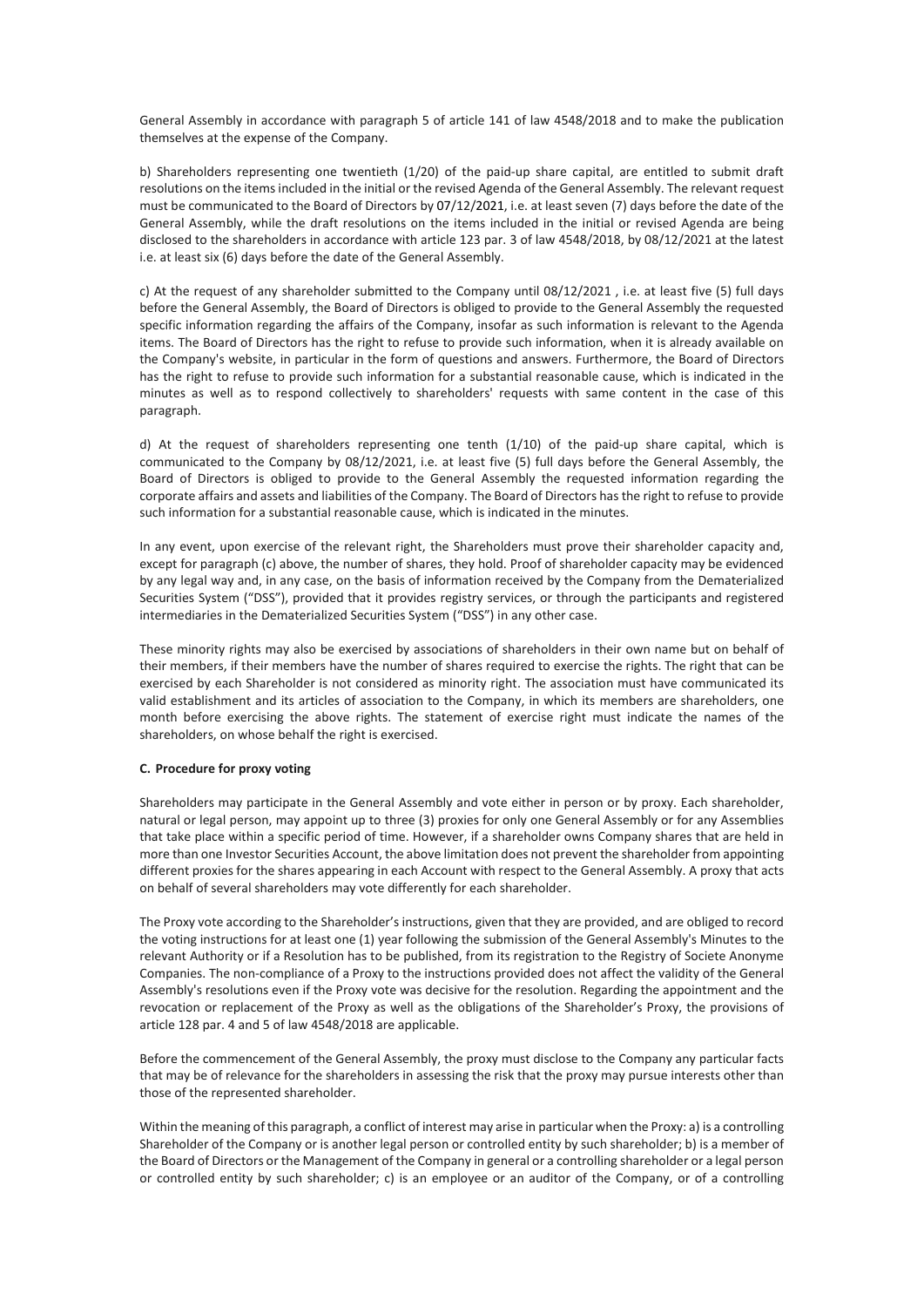General Assembly in accordance with paragraph 5 of article 141 of law 4548/2018 and to make the publication themselves at the expense of the Company.

b) Shareholders representing one twentieth (1/20) of the paid-up share capital, are entitled to submit draft resolutions on the items included in the initial or the revised Agenda of the General Assembly. The relevant request must be communicated to the Board of Directors by 07/12/2021, i.e. at least seven (7) days before the date of the General Assembly, while the draft resolutions on the items included in the initial or revised Agenda are being disclosed to the shareholders in accordance with article 123 par. 3 of law 4548/2018, by 08/12/2021 at the latest i.e. at least six (6) days before the date of the General Assembly.

c) At the request of any shareholder submitted to the Company until 08/12/2021 , i.e. at least five (5) full days before the General Assembly, the Board of Directors is obliged to provide to the General Assembly the requested specific information regarding the affairs of the Company, insofar as such information is relevant to the Agenda items. The Board of Directors has the right to refuse to provide such information, when it is already available on the Company's website, in particular in the form of questions and answers. Furthermore, the Board of Directors has the right to refuse to provide such information for a substantial reasonable cause, which is indicated in the minutes as well as to respond collectively to shareholders' requests with same content in the case of this paragraph.

d) At the request of shareholders representing one tenth (1/10) of the paid-up share capital, which is communicated to the Company by 08/12/2021, i.e. at least five (5) full days before the General Assembly, the Board of Directors is obliged to provide to the General Assembly the requested information regarding the corporate affairs and assets and liabilities of the Company. The Board of Directors has the right to refuse to provide such information for a substantial reasonable cause, which is indicated in the minutes.

In any event, upon exercise of the relevant right, the Shareholders must prove their shareholder capacity and, except for paragraph (c) above, the number of shares, they hold. Proof of shareholder capacity may be evidenced by any legal way and, in any case, on the basis of information received by the Company from the Dematerialized Securities System ("DSS"), provided that it provides registry services, or through the participants and registered intermediaries in the Dematerialized Securities System ("DSS") in any other case.

These minority rights may also be exercised by associations of shareholders in their own name but on behalf of their members, if their members have the number of shares required to exercise the rights. The right that can be exercised by each Shareholder is not considered as minority right. The association must have communicated its valid establishment and its articles of association to the Company, in which its members are shareholders, one month before exercising the above rights. The statement of exercise right must indicate the names of the shareholders, on whose behalf the right is exercised.

**C. Procedure for proxy voting**

Shareholders may participate in the General Assembly and vote either in person or by proxy. Each shareholder, natural or legal person, may appoint up to three (3) proxies for only one General Assembly or for any Assemblies that take place within a specific period of time. However, if a shareholder owns Company shares that are held in more than one Investor Securities Account, the above limitation does not prevent the shareholder from appointing different proxies for the shares appearing in each Account with respect to the General Assembly. A proxy that acts on behalf of several shareholders may vote differently for each shareholder.

The Proxy vote according to the Shareholder's instructions, given that they are provided, and are obliged to record the voting instructions for at least one (1) year following the submission of the General Assembly's Minutes to the relevant Authority or if a Resolution has to be published, from its registration to the Registry of Societe Anonyme Companies. The non-compliance of a Proxy to the instructions provided does not affect the validity of the General Assembly's resolutions even if the Proxy vote was decisive for the resolution. Regarding the appointment and the revocation or replacement of the Proxy as well as the obligations of the Shareholder's Proxy, the provisions of article 128 par. 4 and 5 of law 4548/2018 are applicable.

Before the commencement of the General Assembly, the proxy must disclose to the Company any particular facts that may be of relevance for the shareholders in assessing the risk that the proxy may pursue interests other than those of the represented shareholder.

Within the meaning of this paragraph, a conflict of interest may arise in particular when the Proxy: a) is a controlling Shareholder of the Company or is another legal person or controlled entity by such shareholder; b) is a member of the Board of Directors or the Management of the Company in general or a controlling shareholder or a legal person or controlled entity by such shareholder; c) is an employee or an auditor of the Company, or of a controlling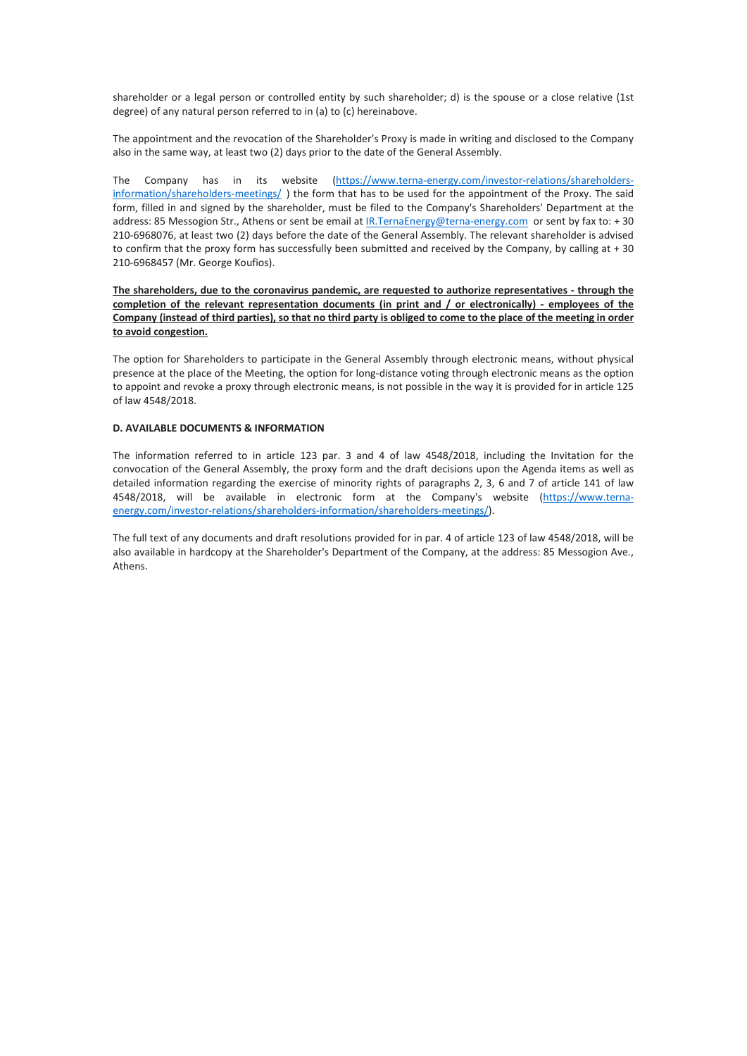shareholder or a legal person or controlled entity by such shareholder; d) is the spouse or a close relative (1st degree) of any natural person referred to in (a) to (c) hereinabove.

The appointment and the revocation of the Shareholder's Proxy is made in writing and disclosed to the Company also in the same way, at least two (2) days prior to the date of the General Assembly.

The Company has in its website (https://www.terna-energy.com/investor-relations/shareholders-information/shareholders-meetings/ ) the form that has to be used for the appointment of the Proxy. The said form, filled in and signed by the shareholder, must be filed to the Company's Shareholders' Department at the address: 85 Messogion Str., Athens or sent be email at IR.TernaEnergy@terna-energy.com or sent by fax to: + 30 210-6968076, at least two (2) days before the date of the General Assembly. The relevant shareholder is advised to confirm that the proxy form has successfully been submitted and received by the Company, by calling at + 30 210-6968457 (Mr. George Koufios).

**The shareholders, due to the coronavirus pandemic, are requested to authorize representatives - through the completion of the relevant representation documents (in print and / or electronically) - employees of the Company (instead of third parties), so that no third party is obliged to come to the place of the meeting in order to avoid congestion.**

The option for Shareholders to participate in the General Assembly through electronic means, without physical presence at the place of the Meeting, the option for long-distance voting through electronic means as the option to appoint and revoke a proxy through electronic means, is not possible in the way it is provided for in article 125 of law 4548/2018.

**D. AVAILABLE DOCUMENTS & INFORMATION**

The information referred to in article 123 par. 3 and 4 of law 4548/2018, including the Invitation for the convocation of the General Assembly, the proxy form and the draft decisions upon the Agenda items as well as detailed information regarding the exercise of minority rights of paragraphs 2, 3, 6 and 7 of article 141 of law 4548/2018, will be available in electronic form at the Company's website (https://www.terna-energy.com/investor-relations/shareholders-information/shareholders-meetings/).

The full text of any documents and draft resolutions provided for in par. 4 of article 123 of law 4548/2018, will be also available in hardcopy at the Shareholder's Department of the Company, at the address: 85 Messogion Ave., Athens.